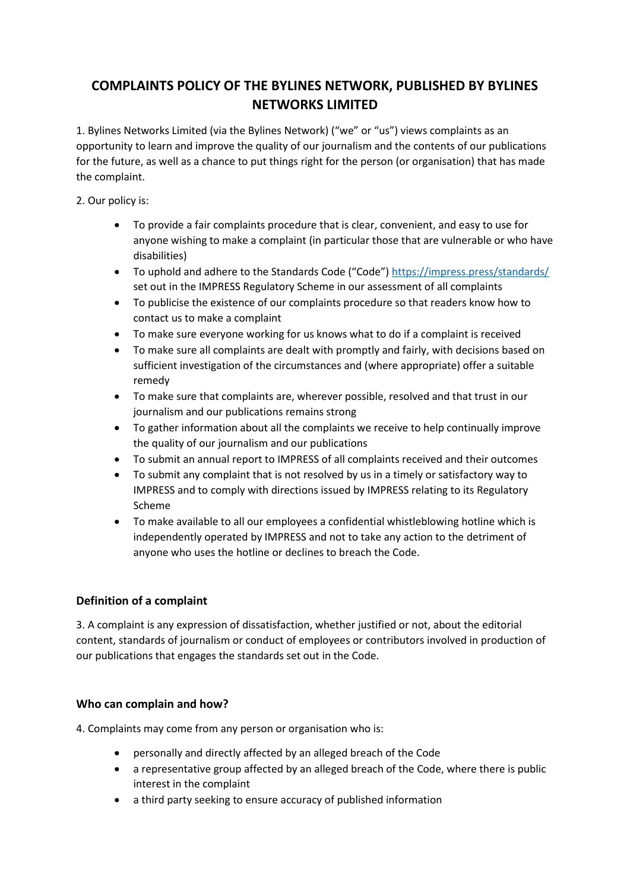# COMPLAINTS POLICY OF THE BYLINES NETWORK, PUBLISHED BY BYLINES NETWORKS LIMITED

1. Bylines Networks Limited (via the Bylines Network) ("we" or "us") views complaints as an opportunity to learn and improve the quality of our journalism and the contents of our publications for the future, as well as a chance to put things right for the person (or organisation) that has made the complaint.

2. Our policy is:

- To provide a fair complaints procedure that is clear, convenient, and easy to use for anyone wishing to make a complaint (in particular those that are vulnerable or who have disabilities)
- To uphold and adhere to the Standards Code ("Code") [https://impress.press/standards/](https://impress.press/standards/) set out in the IMPRESS Regulatory Scheme in our assessment of all complaints
- To publicise the existence of our complaints procedure so that readers know how to contact us to make a complaint
- To make sure everyone working for us knows what to do if a complaint is received
- To make sure all complaints are dealt with promptly and fairly, with decisions based on sufficient investigation of the circumstances and (where appropriate) offer a suitable remedy
- To make sure that complaints are, wherever possible, resolved and that trust in our journalism and our publications remains strong
- To gather information about all the complaints we receive to help continually improve the quality of our journalism and our publications
- To submit an annual report to IMPRESS of all complaints received and their outcomes
- To submit any complaint that is not resolved by us in a timely or satisfactory way to IMPRESS and to comply with directions issued by IMPRESS relating to its Regulatory Scheme
- To make available to all our employees a confidential whistleblowing hotline which is independently operated by IMPRESS and not to take any action to the detriment of anyone who uses the hotline or declines to breach the Code.

### Definition of a complaint

3. A complaint is any expression of dissatisfaction, whether justified or not, about the editorial content, standards of journalism or conduct of employees or contributors involved in production of our publications that engages the standards set out in the Code.

### Who can complain and how?

4. Complaints may come from any person or organisation who is:

- personally and directly affected by an alleged breach of the Code
- a representative group affected by an alleged breach of the Code, where there is public interest in the complaint
- a third party seeking to ensure accuracy of published information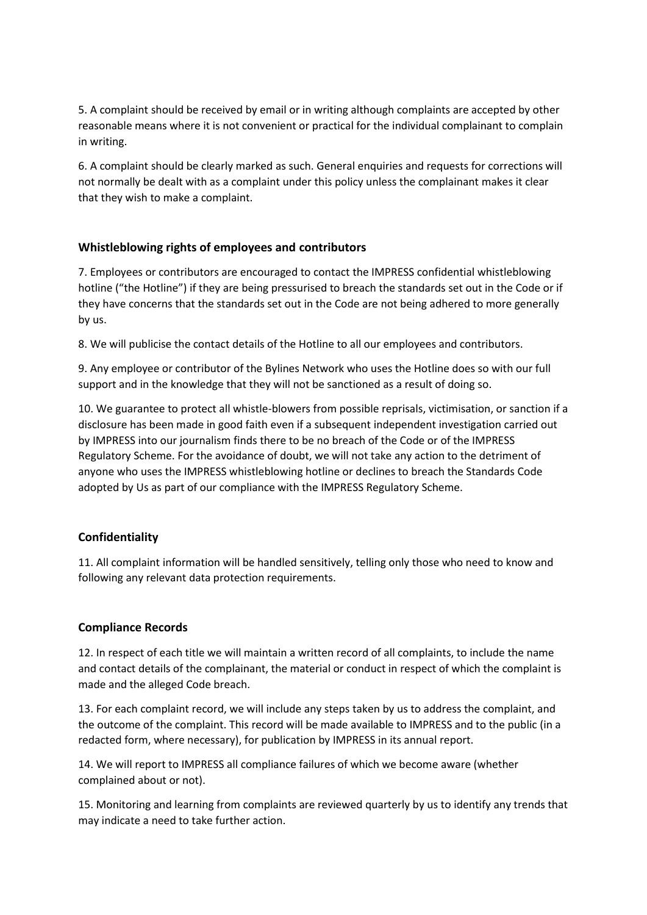5. A complaint should be received by email or in writing although complaints are accepted by other reasonable means where it is not convenient or practical for the individual complainant to complain in writing.

6. A complaint should be clearly marked as such. General enquiries and requests for corrections will not normally be dealt with as a complaint under this policy unless the complainant makes it clear that they wish to make a complaint.

## Whistleblowing rights of employees and contributors

7. Employees or contributors are encouraged to contact the IMPRESS confidential whistleblowing hotline ("the Hotline") if they are being pressurised to breach the standards set out in the Code or if they have concerns that the standards set out in the Code are not being adhered to more generally by us.

8. We will publicise the contact details of the Hotline to all our employees and contributors.

9. Any employee or contributor of the Bylines Network who uses the Hotline does so with our full support and in the knowledge that they will not be sanctioned as a result of doing so.

10. We guarantee to protect all whistle-blowers from possible reprisals, victimisation, or sanction if a disclosure has been made in good faith even if a subsequent independent investigation carried out by IMPRESS into our journalism finds there to be no breach of the Code or of the IMPRESS Regulatory Scheme. For the avoidance of doubt, we will not take any action to the detriment of anyone who uses the IMPRESS whistleblowing hotline or declines to breach the Standards Code adopted by Us as part of our compliance with the IMPRESS Regulatory Scheme.

## Confidentiality

11. All complaint information will be handled sensitively, telling only those who need to know and following any relevant data protection requirements.

## Compliance Records

12. In respect of each title we will maintain a written record of all complaints, to include the name and contact details of the complainant, the material or conduct in respect of which the complaint is made and the alleged Code breach.

13. For each complaint record, we will include any steps taken by us to address the complaint, and the outcome of the complaint. This record will be made available to IMPRESS and to the public (in a redacted form, where necessary), for publication by IMPRESS in its annual report.

14. We will report to IMPRESS all compliance failures of which we become aware (whether complained about or not).

15. Monitoring and learning from complaints are reviewed quarterly by us to identify any trends that may indicate a need to take further action.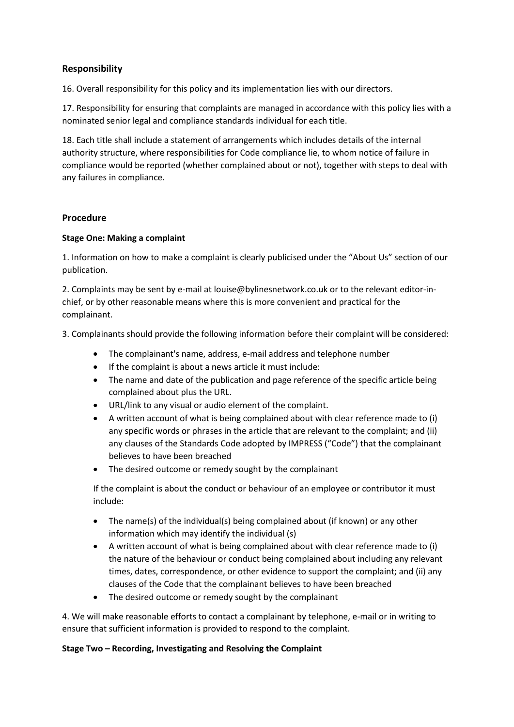## Responsibility

16. Overall responsibility for this policy and its implementation lies with our directors.

17. Responsibility for ensuring that complaints are managed in accordance with this policy lies with a nominated senior legal and compliance standards individual for each title.

18. Each title shall include a statement of arrangements which includes details of the internal authority structure, where responsibilities for Code compliance lie, to whom notice of failure in compliance would be reported (whether complained about or not), together with steps to deal with any failures in compliance.

## Procedure

**Stage One: Making a complaint**

1. Information on how to make a complaint is clearly publicised under the "About Us" section of our publication.

2. Complaints may be sent by e-mail at louise@bylinesnetwork.co.uk or to the relevant editor-in-chief, or by other reasonable means where this is more convenient and practical for the complainant.

3. Complainants should provide the following information before their complaint will be considered:

- The complainant's name, address, e-mail address and telephone number
- If the complaint is about a news article it must include:
- The name and date of the publication and page reference of the specific article being complained about plus the URL.
- URL/link to any visual or audio element of the complaint.
- A written account of what is being complained about with clear reference made to (i) any specific words or phrases in the article that are relevant to the complaint; and (ii) any clauses of the Standards Code adopted by IMPRESS ("Code") that the complainant believes to have been breached
- The desired outcome or remedy sought by the complainant

If the complaint is about the conduct or behaviour of an employee or contributor it must include:

- The name(s) of the individual(s) being complained about (if known) or any other information which may identify the individual (s)
- A written account of what is being complained about with clear reference made to (i) the nature of the behaviour or conduct being complained about including any relevant times, dates, correspondence, or other evidence to support the complaint; and (ii) any clauses of the Code that the complainant believes to have been breached
- The desired outcome or remedy sought by the complainant

4. We will make reasonable efforts to contact a complainant by telephone, e-mail or in writing to ensure that sufficient information is provided to respond to the complaint.

**Stage Two – Recording, Investigating and Resolving the Complaint**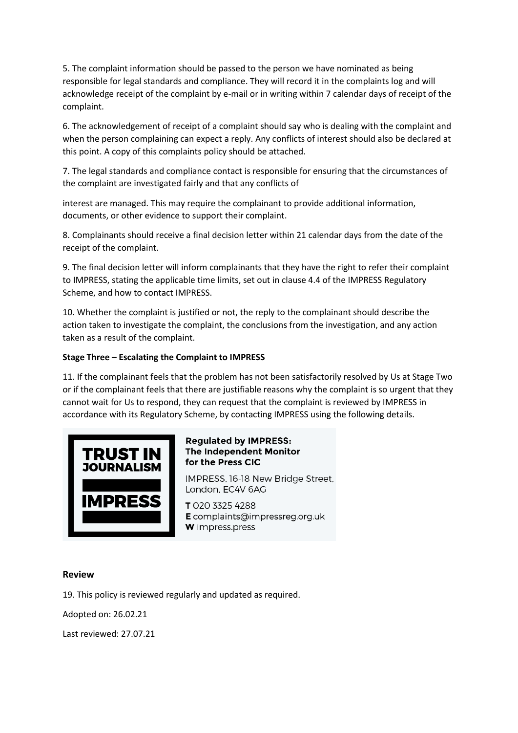5. The complaint information should be passed to the person we have nominated as being responsible for legal standards and compliance. They will record it in the complaints log and will acknowledge receipt of the complaint by e-mail or in writing within 7 calendar days of receipt of the complaint.

6. The acknowledgement of receipt of a complaint should say who is dealing with the complaint and when the person complaining can expect a reply. Any conflicts of interest should also be declared at this point. A copy of this complaints policy should be attached.

7. The legal standards and compliance contact is responsible for ensuring that the circumstances of the complaint are investigated fairly and that any conflicts of

interest are managed. This may require the complainant to provide additional information, documents, or other evidence to support their complaint.

8. Complainants should receive a final decision letter within 21 calendar days from the date of the receipt of the complaint.

9. The final decision letter will inform complainants that they have the right to refer their complaint to IMPRESS, stating the applicable time limits, set out in clause 4.4 of the IMPRESS Regulatory Scheme, and how to contact IMPRESS.

10. Whether the complaint is justified or not, the reply to the complainant should describe the action taken to investigate the complaint, the conclusions from the investigation, and any action taken as a result of the complaint.

**Stage Three – Escalating the Complaint to IMPRESS**

11. If the complainant feels that the problem has not been satisfactorily resolved by Us at Stage Two or if the complainant feels that there are justifiable reasons why the complaint is so urgent that they cannot wait for Us to respond, they can request that the complaint is reviewed by IMPRESS in accordance with its Regulatory Scheme, by contacting IMPRESS using the following details.

TRUST IN JOURNALISM

IMPRESS

**Regulated by IMPRESS: The Independent Monitor for the Press CIC**

IMPRESS, 16-18 New Bridge Street, London, EC4V 6AG

**T** 020 3325 4288
**E** complaints@impressreg.org.uk
**W** impress.press

## Review

19. This policy is reviewed regularly and updated as required.

Adopted on: 26.02.21

Last reviewed: 27.07.21